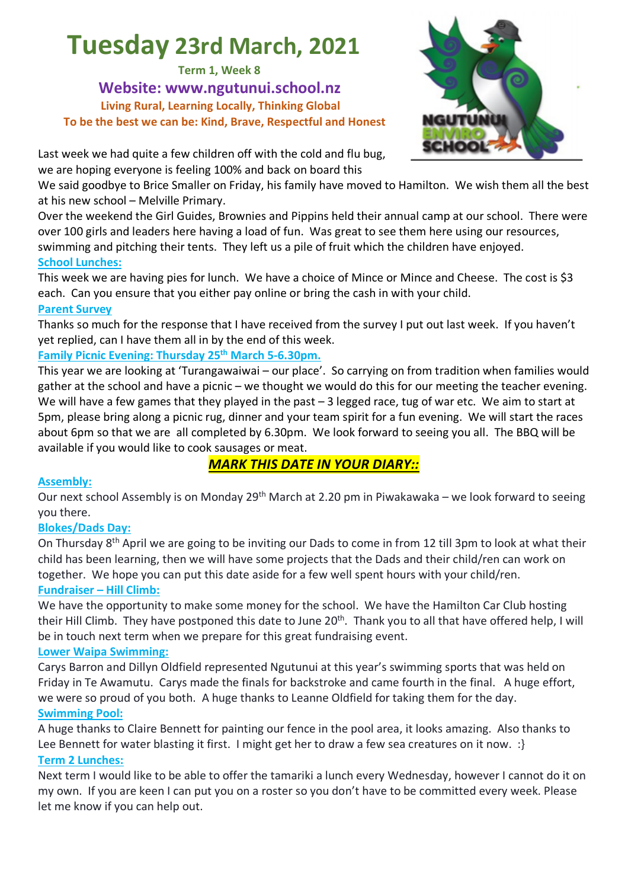# Tuesday 23rd March, 2021

**Term 1, Week 8**

**Website: www.ngutunui.school.nz**

**Living Rural, Learning Locally, Thinking Global**

**To be the best we can be: Kind, Brave, Respectful and Honest**

Last week we had quite a few children off with the cold and flu bug, we are hoping everyone is feeling 100% and back on board this

We said goodbye to Brice Smaller on Friday, his family have moved to Hamilton. We wish them all the best at his new school – Melville Primary.

Over the weekend the Girl Guides, Brownies and Pippins held their annual camp at our school. There were over 100 girls and leaders here having a load of fun. Was great to see them here using our resources, swimming and pitching their tents. They left us a pile of fruit which the children have enjoyed.

**School Lunches:**

This week we are having pies for lunch. We have a choice of Mince or Mince and Cheese. The cost is $3 each. Can you ensure that you either pay online or bring the cash in with your child.

**Parent Survey**

Thanks so much for the response that I have received from the survey I put out last week. If you haven't yet replied, can I have them all in by the end of this week.

**Family Picnic Evening: Thursday 25th March 5-6.30pm.**

This year we are looking at 'Turangawaiwai – our place'. So carrying on from tradition when families would gather at the school and have a picnic – we thought we would do this for our meeting the teacher evening. We will have a few games that they played in the past – 3 legged race, tug of war etc. We aim to start at 5pm, please bring along a picnic rug, dinner and your team spirit for a fun evening. We will start the races about 6pm so that we are all completed by 6.30pm. We look forward to seeing you all. The BBQ will be available if you would like to cook sausages or meat.

***MARK THIS DATE IN YOUR DIARY::***

**Assembly:**

Our next school Assembly is on Monday 29th March at 2.20 pm in Piwakawaka – we look forward to seeing you there.

**Blokes/Dads Day:**

On Thursday 8th April we are going to be inviting our Dads to come in from 12 till 3pm to look at what their child has been learning, then we will have some projects that the Dads and their child/ren can work on together. We hope you can put this date aside for a few well spent hours with your child/ren.

**Fundraiser – Hill Climb:**

We have the opportunity to make some money for the school. We have the Hamilton Car Club hosting their Hill Climb. They have postponed this date to June 20th. Thank you to all that have offered help, I will be in touch next term when we prepare for this great fundraising event.

**Lower Waipa Swimming:**

Carys Barron and Dillyn Oldfield represented Ngutunui at this year's swimming sports that was held on Friday in Te Awamutu. Carys made the finals for backstroke and came fourth in the final. A huge effort, we were so proud of you both. A huge thanks to Leanne Oldfield for taking them for the day.

**Swimming Pool:**

A huge thanks to Claire Bennett for painting our fence in the pool area, it looks amazing. Also thanks to Lee Bennett for water blasting it first. I might get her to draw a few sea creatures on it now. :}

**Term 2 Lunches:**

Next term I would like to be able to offer the tamariki a lunch every Wednesday, however I cannot do it on my own. If you are keen I can put you on a roster so you don't have to be committed every week. Please let me know if you can help out.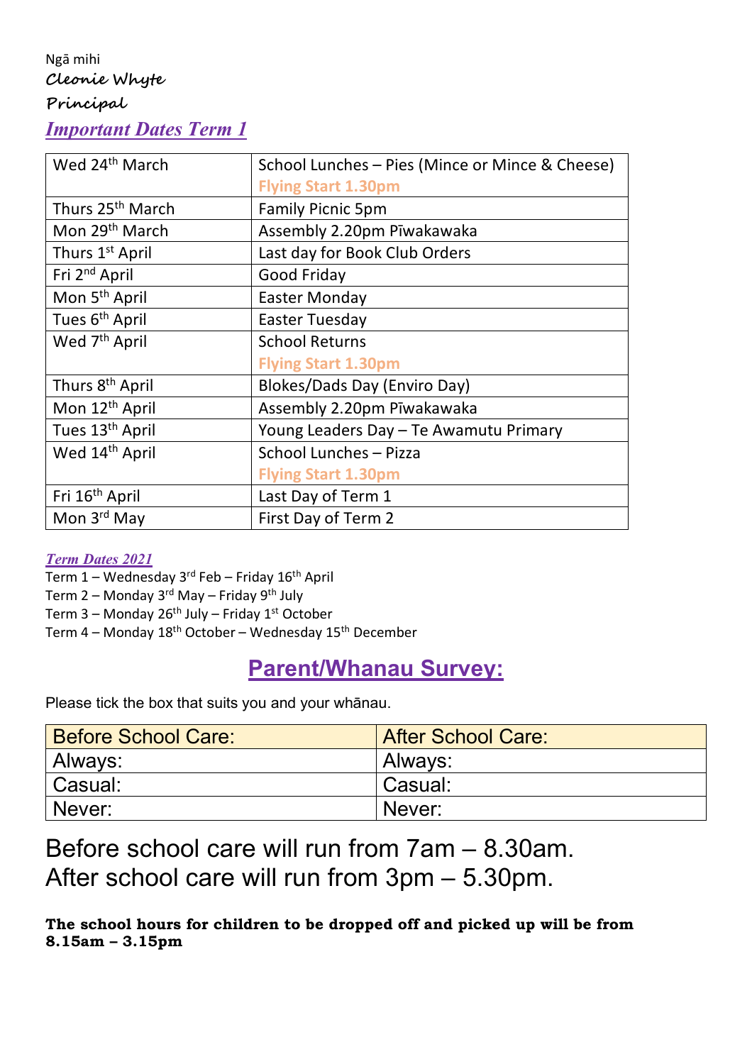Ngā mihi

**Cleonie Whyte**

**Principal**

## *Important Dates Term 1*

| | |
|---|---|
| Wed 24th March | School Lunches – Pies (Mince or Mince & Cheese)<br>Flying Start 1.30pm |
| Thurs 25th March | Family Picnic 5pm |
| Mon 29th March | Assembly 2.20pm Pīwakawaka |
| Thurs 1st April | Last day for Book Club Orders |
| Fri 2nd April | Good Friday |
| Mon 5th April | Easter Monday |
| Tues 6th April | Easter Tuesday |
| Wed 7th April | School Returns<br>Flying Start 1.30pm |
| Thurs 8th April | Blokes/Dads Day (Enviro Day) |
| Mon 12th April | Assembly 2.20pm Pīwakawaka |
| Tues 13th April | Young Leaders Day – Te Awamutu Primary |
| Wed 14th April | School Lunches – Pizza<br>Flying Start 1.30pm |
| Fri 16th April | Last Day of Term 1 |
| Mon 3rd May | First Day of Term 2 |

### *Term Dates 2021*

Term 1 – Wednesday 3rd Feb – Friday 16th April
Term 2 – Monday 3rd May – Friday 9th July
Term 3 – Monday 26th July – Friday 1st October
Term 4 – Monday 18th October – Wednesday 15th December

## Parent/Whanau Survey:

Please tick the box that suits you and your whānau.

| Before School Care: | After School Care: |
|---|---|
| Always: | Always: |
| Casual: | Casual: |
| Never: | Never: |

Before school care will run from 7am – 8.30am.
After school care will run from 3pm – 5.30pm.

**The school hours for children to be dropped off and picked up will be from 8.15am – 3.15pm**